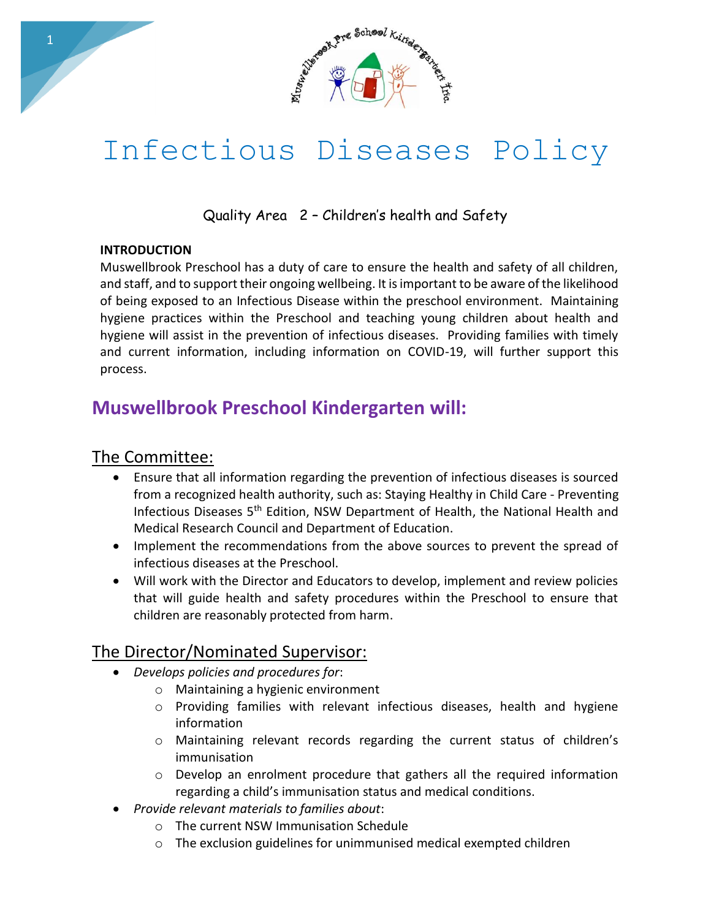# Infectious Diseases Policy

Quality Area 2 – Children's health and Safety

**INTRODUCTION**

Muswellbrook Preschool has a duty of care to ensure the health and safety of all children, and staff, and to support their ongoing wellbeing. It is important to be aware of the likelihood of being exposed to an Infectious Disease within the preschool environment. Maintaining hygiene practices within the Preschool and teaching young children about health and hygiene will assist in the prevention of infectious diseases. Providing families with timely and current information, including information on COVID-19, will further support this process.

## Muswellbrook Preschool Kindergarten will:

### The Committee:

- Ensure that all information regarding the prevention of infectious diseases is sourced from a recognized health authority, such as: Staying Healthy in Child Care - Preventing Infectious Diseases 5th Edition, NSW Department of Health, the National Health and Medical Research Council and Department of Education.
- Implement the recommendations from the above sources to prevent the spread of infectious diseases at the Preschool.
- Will work with the Director and Educators to develop, implement and review policies that will guide health and safety procedures within the Preschool to ensure that children are reasonably protected from harm.

### The Director/Nominated Supervisor:

- *Develops policies and procedures for*:
  - Maintaining a hygienic environment
  - Providing families with relevant infectious diseases, health and hygiene information
  - Maintaining relevant records regarding the current status of children's immunisation
  - Develop an enrolment procedure that gathers all the required information regarding a child's immunisation status and medical conditions.
- *Provide relevant materials to families about*:
  - The current NSW Immunisation Schedule
  - The exclusion guidelines for unimmunised medical exempted children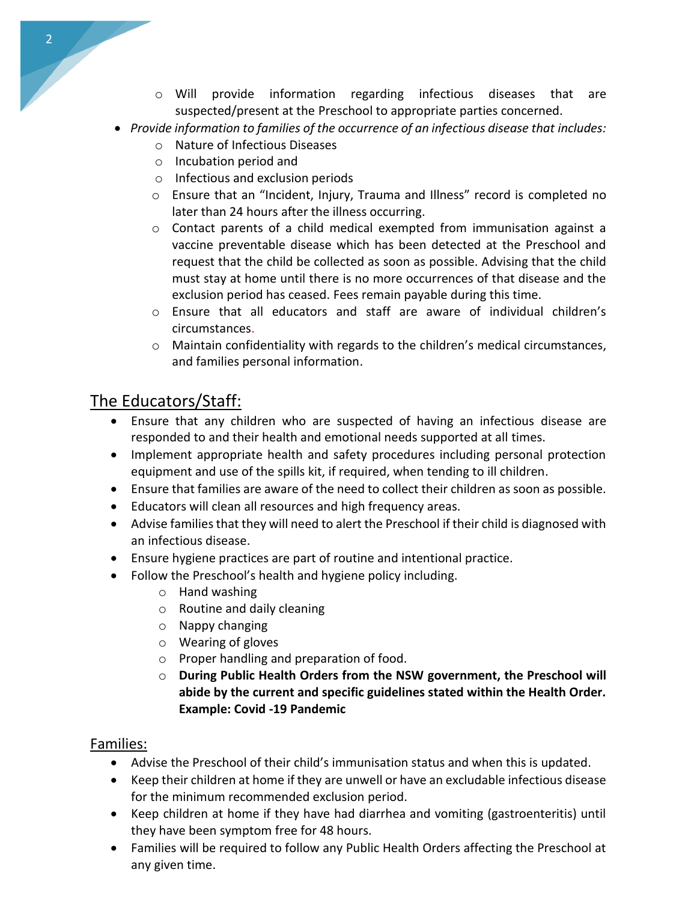- Will provide information regarding infectious diseases that are suspected/present at the Preschool to appropriate parties concerned.
- *Provide information to families of the occurrence of an infectious disease that includes:*
    - Nature of Infectious Diseases
    - Incubation period and
    - Infectious and exclusion periods
    - Ensure that an "Incident, Injury, Trauma and Illness" record is completed no later than 24 hours after the illness occurring.
    - Contact parents of a child medical exempted from immunisation against a vaccine preventable disease which has been detected at the Preschool and request that the child be collected as soon as possible. Advising that the child must stay at home until there is no more occurrences of that disease and the exclusion period has ceased. Fees remain payable during this time.
    - Ensure that all educators and staff are aware of individual children's circumstances.
    - Maintain confidentiality with regards to the children's medical circumstances, and families personal information.

## The Educators/Staff:

- Ensure that any children who are suspected of having an infectious disease are responded to and their health and emotional needs supported at all times.
- Implement appropriate health and safety procedures including personal protection equipment and use of the spills kit, if required, when tending to ill children.
- Ensure that families are aware of the need to collect their children as soon as possible.
- Educators will clean all resources and high frequency areas.
- Advise families that they will need to alert the Preschool if their child is diagnosed with an infectious disease.
- Ensure hygiene practices are part of routine and intentional practice.
- Follow the Preschool's health and hygiene policy including.
    - Hand washing
    - Routine and daily cleaning
    - Nappy changing
    - Wearing of gloves
    - Proper handling and preparation of food.
    - **During Public Health Orders from the NSW government, the Preschool will abide by the current and specific guidelines stated within the Health Order. Example: Covid -19 Pandemic**

### Families:

- Advise the Preschool of their child's immunisation status and when this is updated.
- Keep their children at home if they are unwell or have an excludable infectious disease for the minimum recommended exclusion period.
- Keep children at home if they have had diarrhea and vomiting (gastroenteritis) until they have been symptom free for 48 hours.
- Families will be required to follow any Public Health Orders affecting the Preschool at any given time.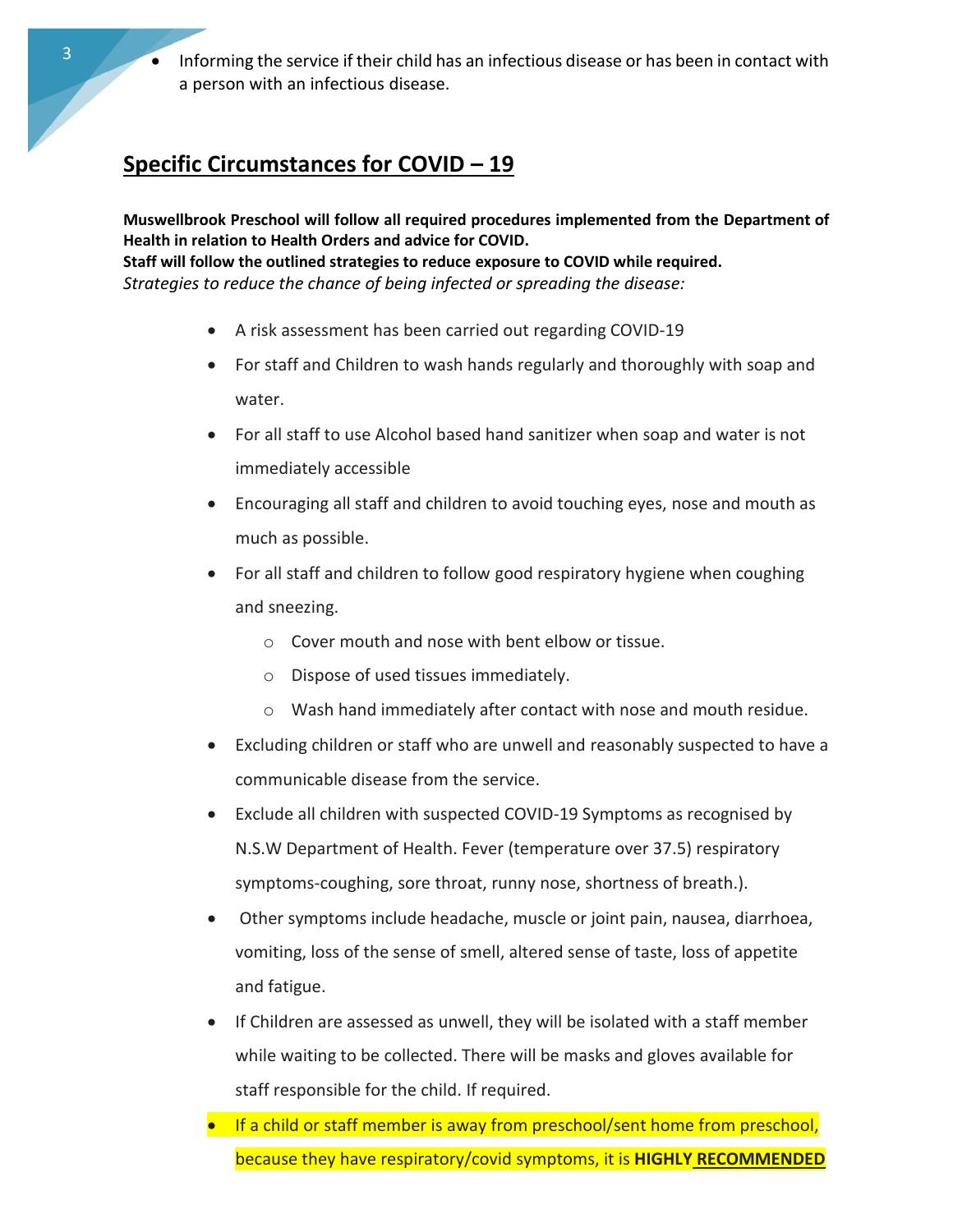- Informing the service if their child has an infectious disease or has been in contact with a person with an infectious disease.

## Specific Circumstances for COVID – 19

**Muswellbrook Preschool will follow all required procedures implemented from the Department of Health in relation to Health Orders and advice for COVID.**
**Staff will follow the outlined strategies to reduce exposure to COVID while required.**
*Strategies to reduce the chance of being infected or spreading the disease:*

- A risk assessment has been carried out regarding COVID-19
- For staff and Children to wash hands regularly and thoroughly with soap and water.
- For all staff to use Alcohol based hand sanitizer when soap and water is not immediately accessible
- Encouraging all staff and children to avoid touching eyes, nose and mouth as much as possible.
- For all staff and children to follow good respiratory hygiene when coughing and sneezing.
  - Cover mouth and nose with bent elbow or tissue.
  - Dispose of used tissues immediately.
  - Wash hand immediately after contact with nose and mouth residue.
- Excluding children or staff who are unwell and reasonably suspected to have a communicable disease from the service.
- Exclude all children with suspected COVID-19 Symptoms as recognised by N.S.W Department of Health. Fever (temperature over 37.5) respiratory symptoms-coughing, sore throat, runny nose, shortness of breath.).
- Other symptoms include headache, muscle or joint pain, nausea, diarrhoea, vomiting, loss of the sense of smell, altered sense of taste, loss of appetite and fatigue.
- If Children are assessed as unwell, they will be isolated with a staff member while waiting to be collected. There will be masks and gloves available for staff responsible for the child. If required.
- If a child or staff member is away from preschool/sent home from preschool, because they have respiratory/covid symptoms, it is **HIGHLY RECOMMENDED**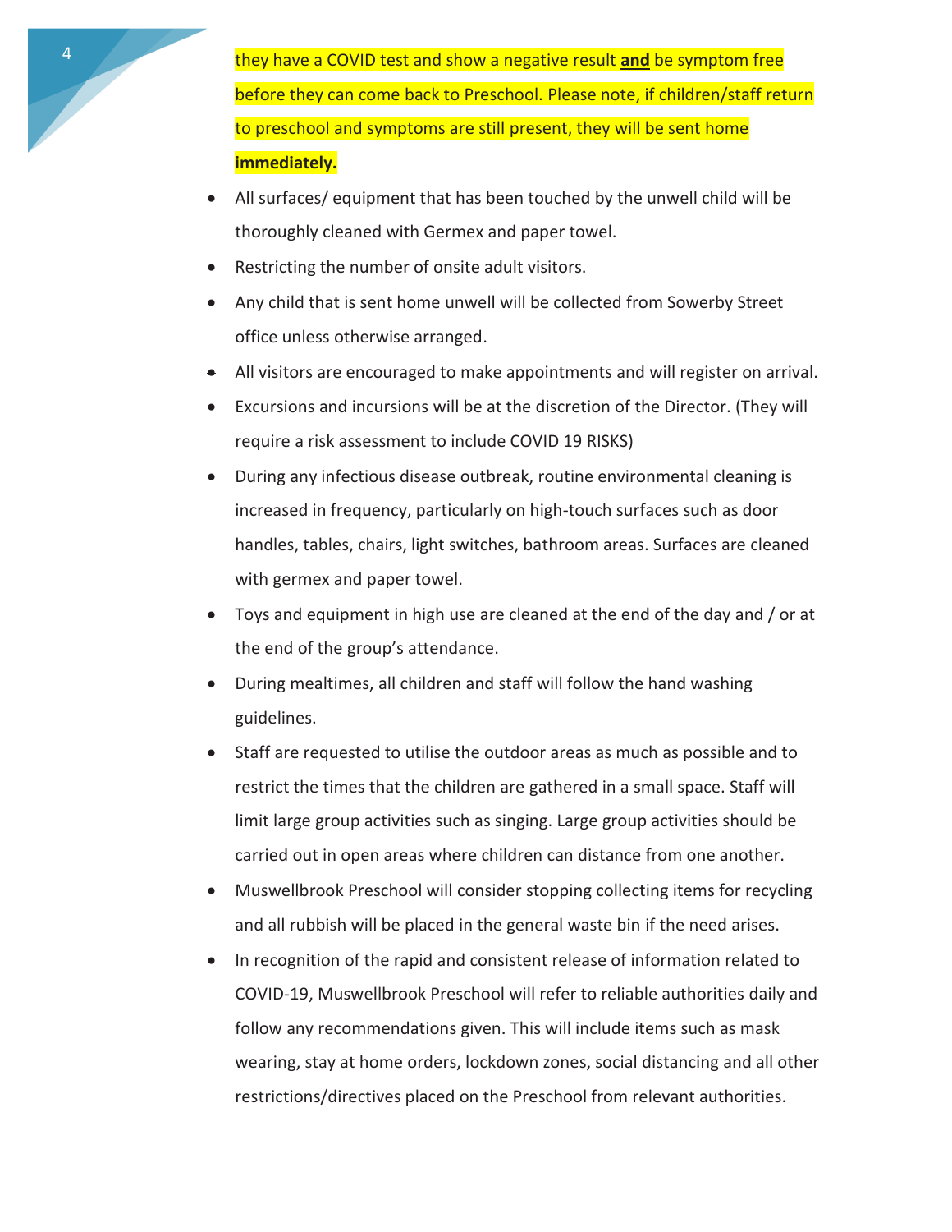they have a COVID test and show a negative result **and** be symptom free before they can come back to Preschool. Please note, if children/staff return to preschool and symptoms are still present, they will be sent home **immediately.**

- All surfaces/ equipment that has been touched by the unwell child will be thoroughly cleaned with Germex and paper towel.
- Restricting the number of onsite adult visitors.
- Any child that is sent home unwell will be collected from Sowerby Street office unless otherwise arranged.
- All visitors are encouraged to make appointments and will register on arrival.
- Excursions and incursions will be at the discretion of the Director. (They will require a risk assessment to include COVID 19 RISKS)
- During any infectious disease outbreak, routine environmental cleaning is increased in frequency, particularly on high-touch surfaces such as door handles, tables, chairs, light switches, bathroom areas. Surfaces are cleaned with germex and paper towel.
- Toys and equipment in high use are cleaned at the end of the day and / or at the end of the group's attendance.
- During mealtimes, all children and staff will follow the hand washing guidelines.
- Staff are requested to utilise the outdoor areas as much as possible and to restrict the times that the children are gathered in a small space. Staff will limit large group activities such as singing. Large group activities should be carried out in open areas where children can distance from one another.
- Muswellbrook Preschool will consider stopping collecting items for recycling and all rubbish will be placed in the general waste bin if the need arises.
- In recognition of the rapid and consistent release of information related to COVID-19, Muswellbrook Preschool will refer to reliable authorities daily and follow any recommendations given. This will include items such as mask wearing, stay at home orders, lockdown zones, social distancing and all other restrictions/directives placed on the Preschool from relevant authorities.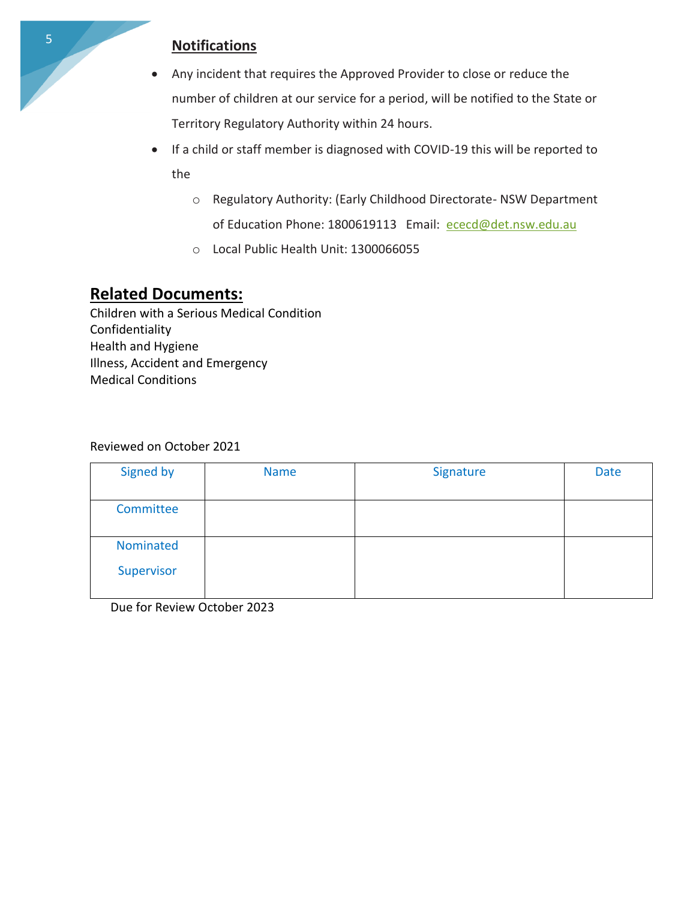## Notifications

- Any incident that requires the Approved Provider to close or reduce the number of children at our service for a period, will be notified to the State or Territory Regulatory Authority within 24 hours.
- If a child or staff member is diagnosed with COVID-19 this will be reported to the
  - Regulatory Authority: (Early Childhood Directorate- NSW Department of Education Phone: 1800619113 Email: ececd@det.nsw.edu.au
  - Local Public Health Unit: 1300066055

## Related Documents:

Children with a Serious Medical Condition
Confidentiality
Health and Hygiene
Illness, Accident and Emergency
Medical Conditions

Reviewed on October 2021

| Signed by | Name | Signature | Date |
|---|---|---|---|
| Committee | | | |
| Nominated Supervisor | | | |

Due for Review October 2023